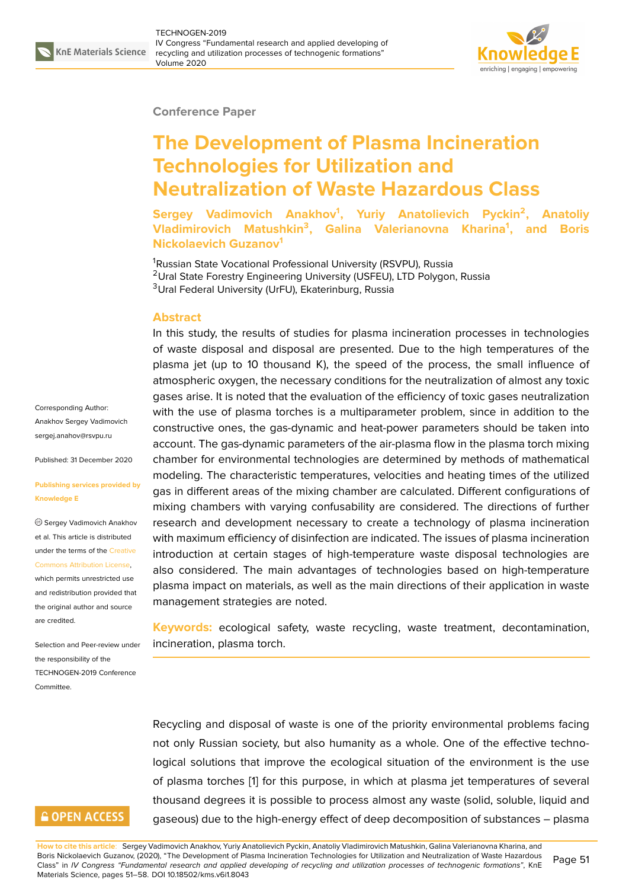Conference Paper

# The Development of Plasma Incineration Technologies for Utilization and Neutralization of Waste Hazardous Class

**Sergey Vadimovich Anakhov[1], Yuriy Anatolievich Pyckin[2], Anatoliy Vladimirovich Matushkin[3], Galina Valerianovna Kharina[1], and Boris Nickolaevich Guzanov[1]**

[1]Russian State Vocational Professional University (RSVPU), Russia
[2]Ural State Forestry Engineering University (USFEU), LTD Polygon, Russia
[3]Ural Federal University (UrFU), Ekaterinburg, Russia

## Abstract

In this study, the results of studies for plasma incineration processes in technologies of waste disposal and disposal are presented. Due to the high temperatures of the plasma jet (up to 10 thousand K), the speed of the process, the small influence of atmospheric oxygen, the necessary conditions for the neutralization of almost any toxic gases arise. It is noted that the evaluation of the efficiency of toxic gases neutralization with the use of plasma torches is a multiparameter problem, since in addition to the constructive ones, the gas-dynamic and heat-power parameters should be taken into account. The gas-dynamic parameters of the air-plasma flow in the plasma torch mixing chamber for environmental technologies are determined by methods of mathematical modeling. The characteristic temperatures, velocities and heating times of the utilized gas in different areas of the mixing chamber are calculated. Different configurations of mixing chambers with varying confusability are considered. The directions of further research and development necessary to create a technology of plasma incineration with maximum efficiency of disinfection are indicated. The issues of plasma incineration introduction at certain stages of high-temperature waste disposal technologies are also considered. The main advantages of technologies based on high-temperature plasma impact on materials, as well as the main directions of their application in waste management strategies are noted.

**Keywords:** ecological safety, waste recycling, waste treatment, decontamination, incineration, plasma torch.

Corresponding Author: Anakhov Sergey Vadimovich sergej.anahov@rsvpu.ru

Published: 31 December 2020

Publishing services provided by Knowledge E

Sergey Vadimovich Anakhov et al. This article is distributed under the terms of the Creative Commons Attribution License, which permits unrestricted use and redistribution provided that the original author and source are credited.

Selection and Peer-review under the responsibility of the TECHNOGEN-2019 Conference Committee.

Recycling and disposal of waste is one of the priority environmental problems facing not only Russian society, but also humanity as a whole. One of the effective technological solutions that improve the ecological situation of the environment is the use of plasma torches [1] for this purpose, in which at plasma jet temperatures of several thousand degrees it is possible to process almost any waste (solid, soluble, liquid and gaseous) due to the high-energy effect of deep decomposition of substances – plasma

**How to cite this article**: Sergey Vadimovich Anakhov, Yuriy Anatolievich Pyckin, Anatoliy Vladimirovich Matushkin, Galina Valerianovna Kharina, and Boris Nickolaevich Guzanov, (2020), "The Development of Plasma Incineration Technologies for Utilization and Neutralization of Waste Hazardous Class" in *IV Congress "Fundamental research and applied developing of recycling and utilization processes of technogenic formations"*, KnE Materials Science, pages 51–58. DOI 10.18502/kms.v6i1.8043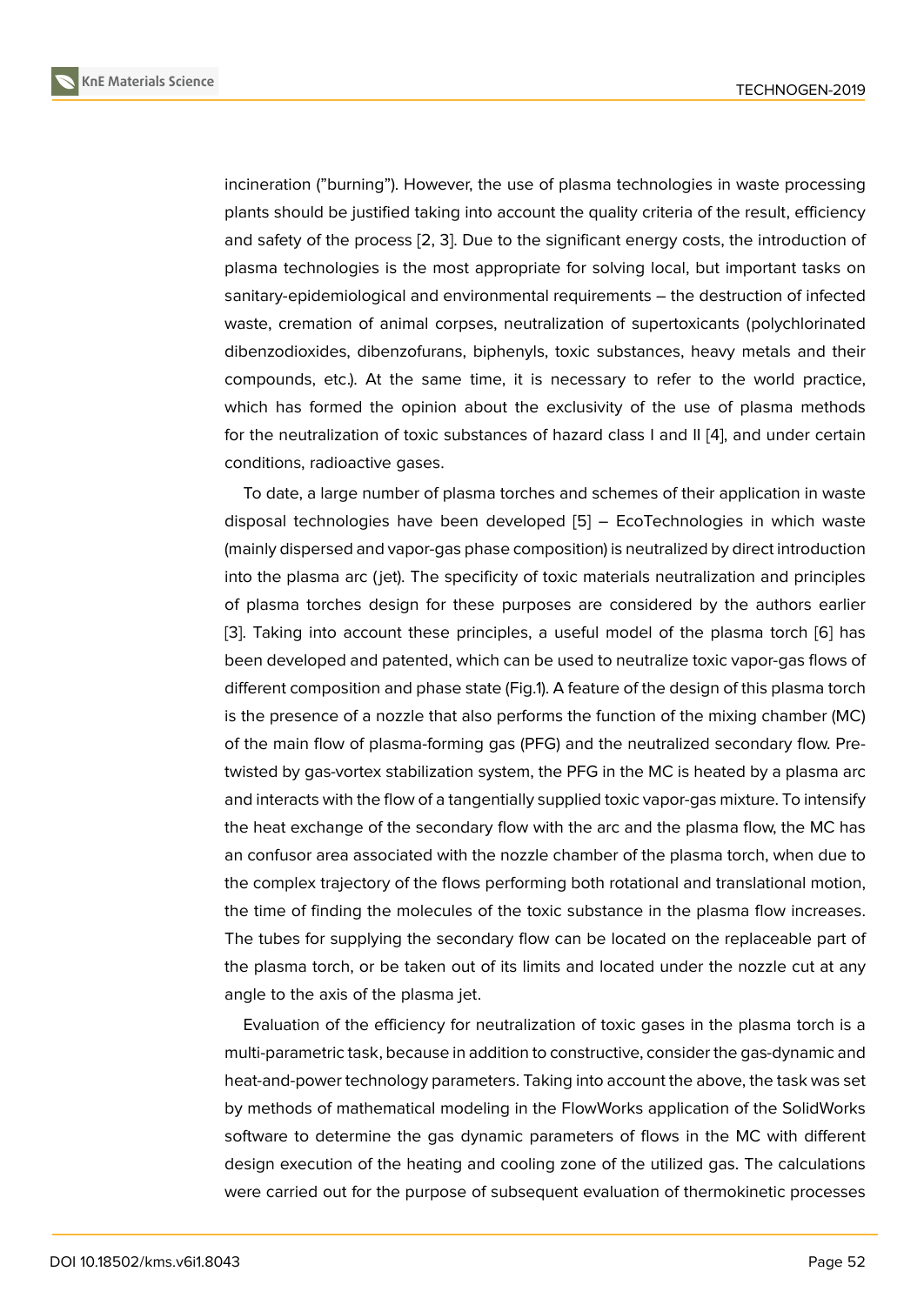incineration ("burning"). However, the use of plasma technologies in waste processing plants should be justified taking into account the quality criteria of the result, efficiency and safety of the process [2, 3]. Due to the significant energy costs, the introduction of plasma technologies is the most appropriate for solving local, but important tasks on sanitary-epidemiological and environmental requirements – the destruction of infected waste, cremation of animal corpses, neutralization of supertoxicants (polychlorinated dibenzodioxides, dibenzofurans, biphenyls, toxic substances, heavy metals and their compounds, etc.). At the same time, it is necessary to refer to the world practice, which has formed the opinion about the exclusivity of the use of plasma methods for the neutralization of toxic substances of hazard class I and II [4], and under certain conditions, radioactive gases.

To date, a large number of plasma torches and schemes of their application in waste disposal technologies have been developed [5] – EcoTechnologies in which waste (mainly dispersed and vapor-gas phase composition) is neutralized by direct introduction into the plasma arc (jet). The specificity of toxic materials neutralization and principles of plasma torches design for these purposes are considered by the authors earlier [3]. Taking into account these principles, a useful model of the plasma torch [6] has been developed and patented, which can be used to neutralize toxic vapor-gas flows of different composition and phase state (Fig.1). A feature of the design of this plasma torch is the presence of a nozzle that also performs the function of the mixing chamber (MC) of the main flow of plasma-forming gas (PFG) and the neutralized secondary flow. Pre-twisted by gas-vortex stabilization system, the PFG in the MC is heated by a plasma arc and interacts with the flow of a tangentially supplied toxic vapor-gas mixture. To intensify the heat exchange of the secondary flow with the arc and the plasma flow, the MC has an confusor area associated with the nozzle chamber of the plasma torch, when due to the complex trajectory of the flows performing both rotational and translational motion, the time of finding the molecules of the toxic substance in the plasma flow increases. The tubes for supplying the secondary flow can be located on the replaceable part of the plasma torch, or be taken out of its limits and located under the nozzle cut at any angle to the axis of the plasma jet.

Evaluation of the efficiency for neutralization of toxic gases in the plasma torch is a multi-parametric task, because in addition to constructive, consider the gas-dynamic and heat-and-power technology parameters. Taking into account the above, the task was set by methods of mathematical modeling in the FlowWorks application of the SolidWorks software to determine the gas dynamic parameters of flows in the MC with different design execution of the heating and cooling zone of the utilized gas. The calculations were carried out for the purpose of subsequent evaluation of thermokinetic processes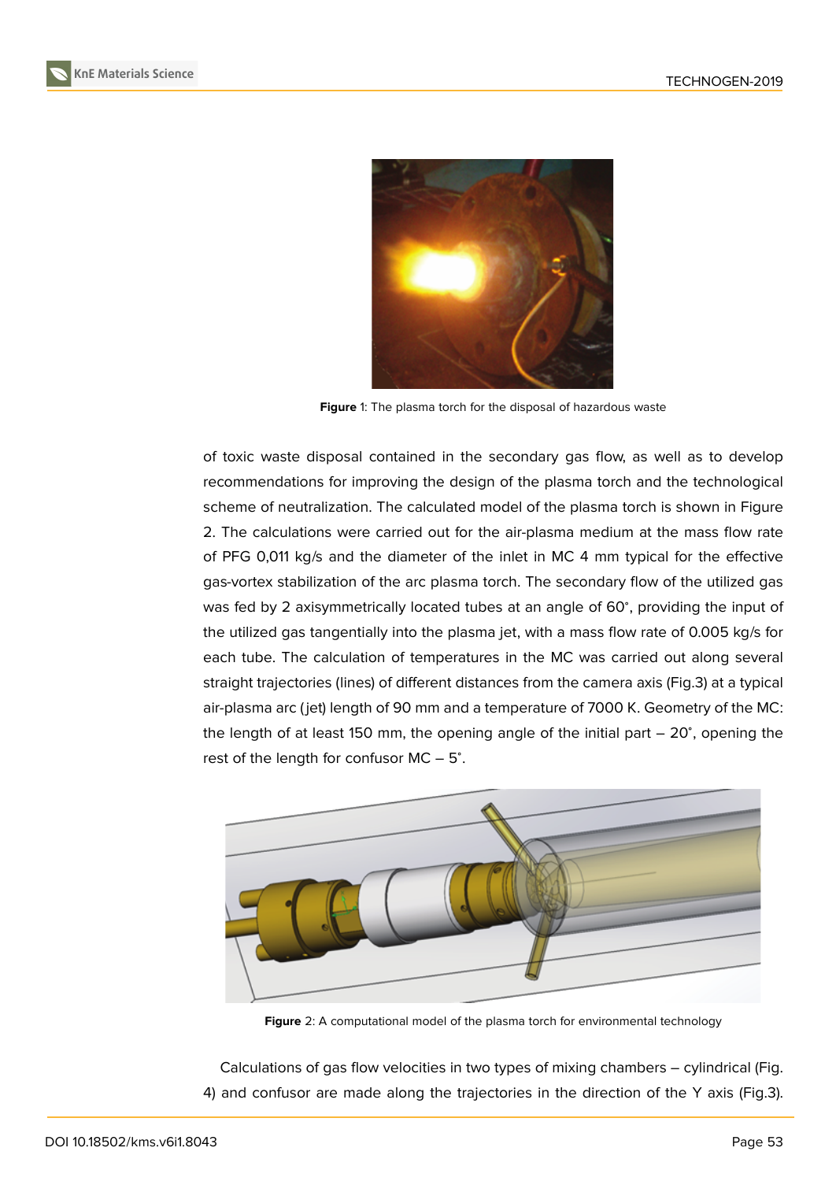Figure 1: The plasma torch for the disposal of hazardous waste

of toxic waste disposal contained in the secondary gas flow, as well as to develop recommendations for improving the design of the plasma torch and the technological scheme of neutralization. The calculated model of the plasma torch is shown in Figure 2. The calculations were carried out for the air-plasma medium at the mass flow rate of PFG 0,011 kg/s and the diameter of the inlet in MC 4 mm typical for the effective gas-vortex stabilization of the arc plasma torch. The secondary flow of the utilized gas was fed by 2 axisymmetrically located tubes at an angle of 60°, providing the input of the utilized gas tangentially into the plasma jet, with a mass flow rate of 0.005 kg/s for each tube. The calculation of temperatures in the MC was carried out along several straight trajectories (lines) of different distances from the camera axis (Fig.3) at a typical air-plasma arc (jet) length of 90 mm and a temperature of 7000 K. Geometry of the MC: the length of at least 150 mm, the opening angle of the initial part – 20°, opening the rest of the length for confusor MC – 5°.

Figure 2: A computational model of the plasma torch for environmental technology

Calculations of gas flow velocities in two types of mixing chambers – cylindrical (Fig. 4) and confusor are made along the trajectories in the direction of the Y axis (Fig.3).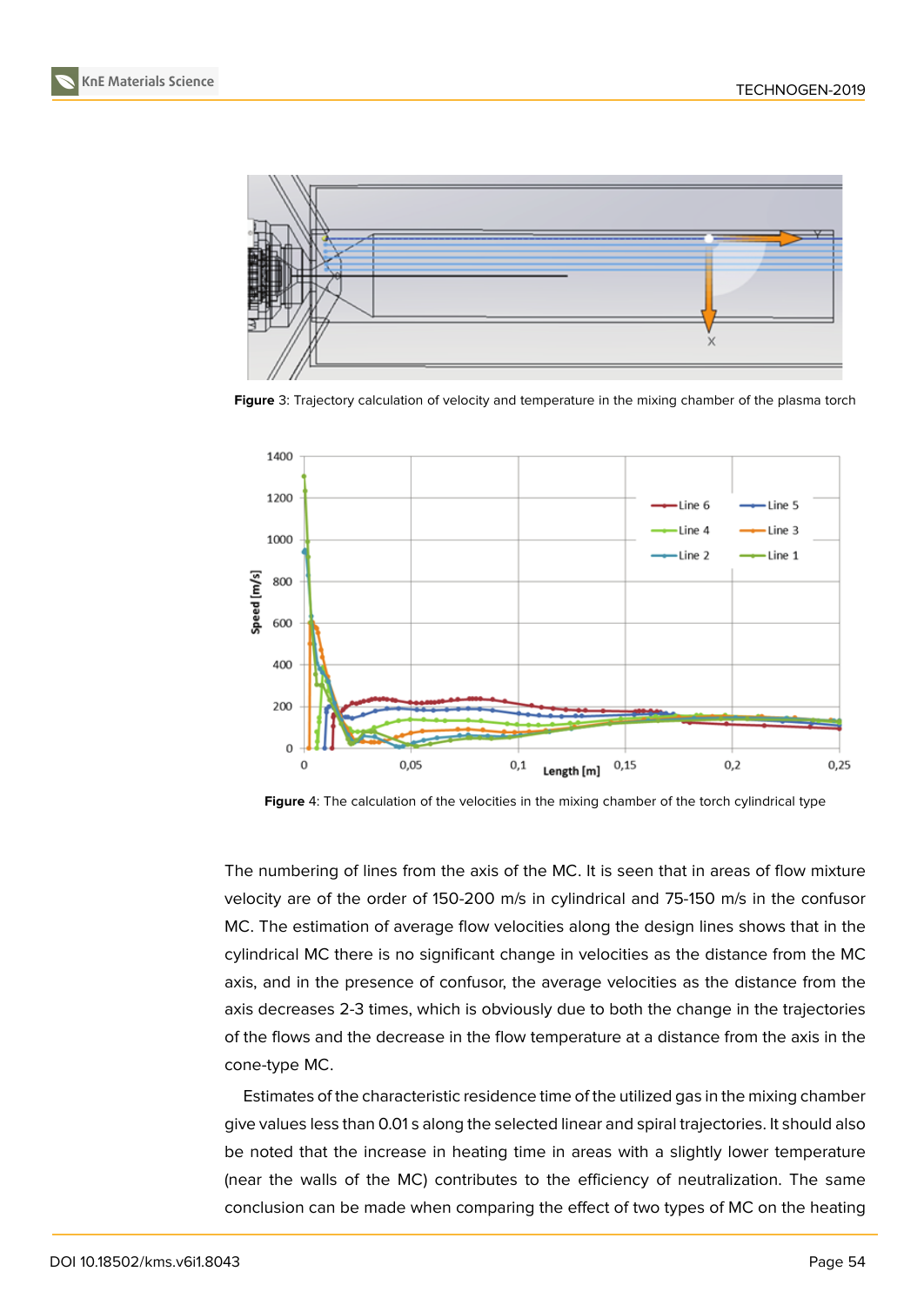**Figure** 3: Trajectory calculation of velocity and temperature in the mixing chamber of the plasma torch

**Figure** 4: The calculation of the velocities in the mixing chamber of the torch cylindrical type

The numbering of lines from the axis of the MC. It is seen that in areas of flow mixture velocity are of the order of 150-200 m/s in cylindrical and 75-150 m/s in the confusor MC. The estimation of average flow velocities along the design lines shows that in the cylindrical MC there is no significant change in velocities as the distance from the MC axis, and in the presence of confusor, the average velocities as the distance from the axis decreases 2-3 times, which is obviously due to both the change in the trajectories of the flows and the decrease in the flow temperature at a distance from the axis in the cone-type MC.

Estimates of the characteristic residence time of the utilized gas in the mixing chamber give values less than 0.01 s along the selected linear and spiral trajectories. It should also be noted that the increase in heating time in areas with a slightly lower temperature (near the walls of the MC) contributes to the efficiency of neutralization. The same conclusion can be made when comparing the effect of two types of MC on the heating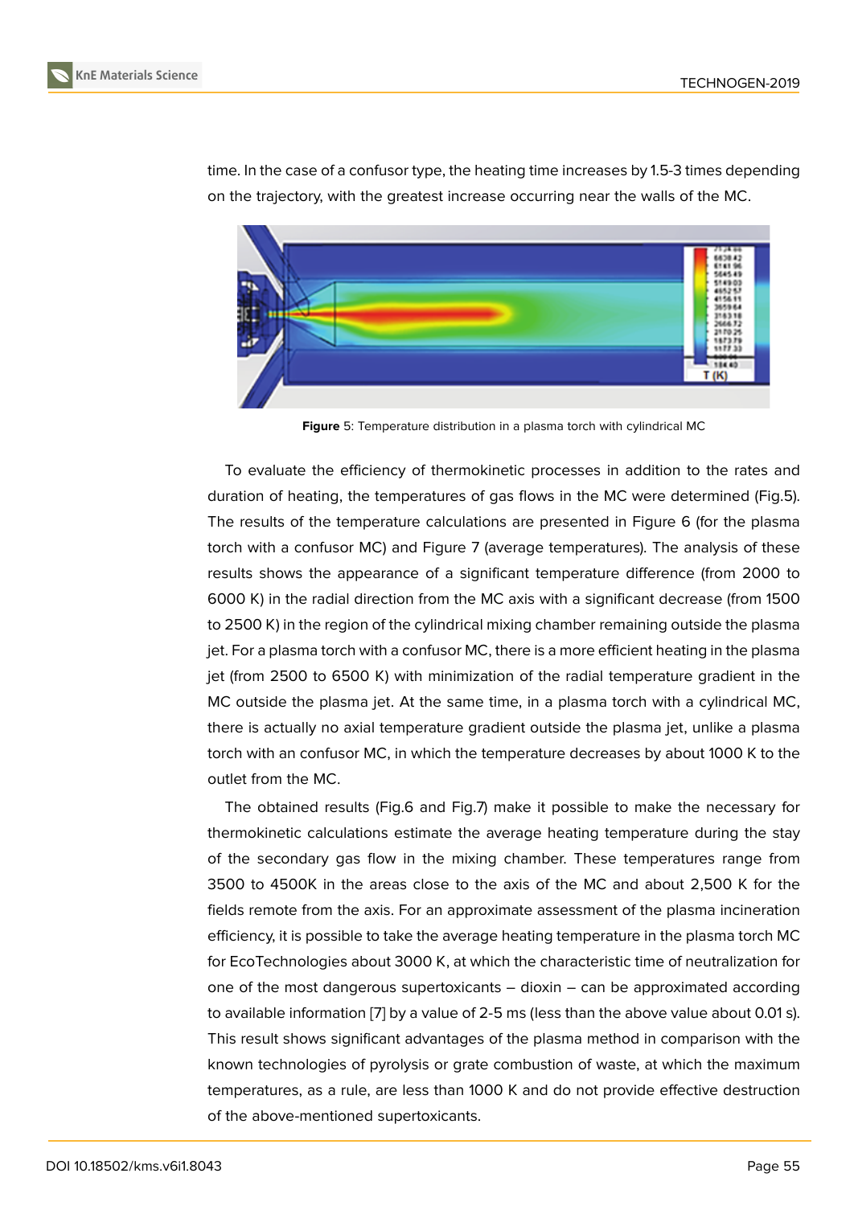time. In the case of a confusor type, the heating time increases by 1.5-3 times depending on the trajectory, with the greatest increase occurring near the walls of the MC.

**Figure** 5: Temperature distribution in a plasma torch with cylindrical MC

To evaluate the efficiency of thermokinetic processes in addition to the rates and duration of heating, the temperatures of gas flows in the MC were determined (Fig.5). The results of the temperature calculations are presented in Figure 6 (for the plasma torch with a confusor MC) and Figure 7 (average temperatures). The analysis of these results shows the appearance of a significant temperature difference (from 2000 to 6000 K) in the radial direction from the MC axis with a significant decrease (from 1500 to 2500 K) in the region of the cylindrical mixing chamber remaining outside the plasma jet. For a plasma torch with a confusor MC, there is a more efficient heating in the plasma jet (from 2500 to 6500 K) with minimization of the radial temperature gradient in the MC outside the plasma jet. At the same time, in a plasma torch with a cylindrical MC, there is actually no axial temperature gradient outside the plasma jet, unlike a plasma torch with an confusor MC, in which the temperature decreases by about 1000 K to the outlet from the MC.

The obtained results (Fig.6 and Fig.7) make it possible to make the necessary for thermokinetic calculations estimate the average heating temperature during the stay of the secondary gas flow in the mixing chamber. These temperatures range from 3500 to 4500K in the areas close to the axis of the MC and about 2,500 K for the fields remote from the axis. For an approximate assessment of the plasma incineration efficiency, it is possible to take the average heating temperature in the plasma torch MC for EcoTechnologies about 3000 K, at which the characteristic time of neutralization for one of the most dangerous supertoxicants – dioxin – can be approximated according to available information [7] by a value of 2-5 ms (less than the above value about 0.01 s). This result shows significant advantages of the plasma method in comparison with the known technologies of pyrolysis or grate combustion of waste, at which the maximum temperatures, as a rule, are less than 1000 K and do not provide effective destruction of the above-mentioned supertoxicants.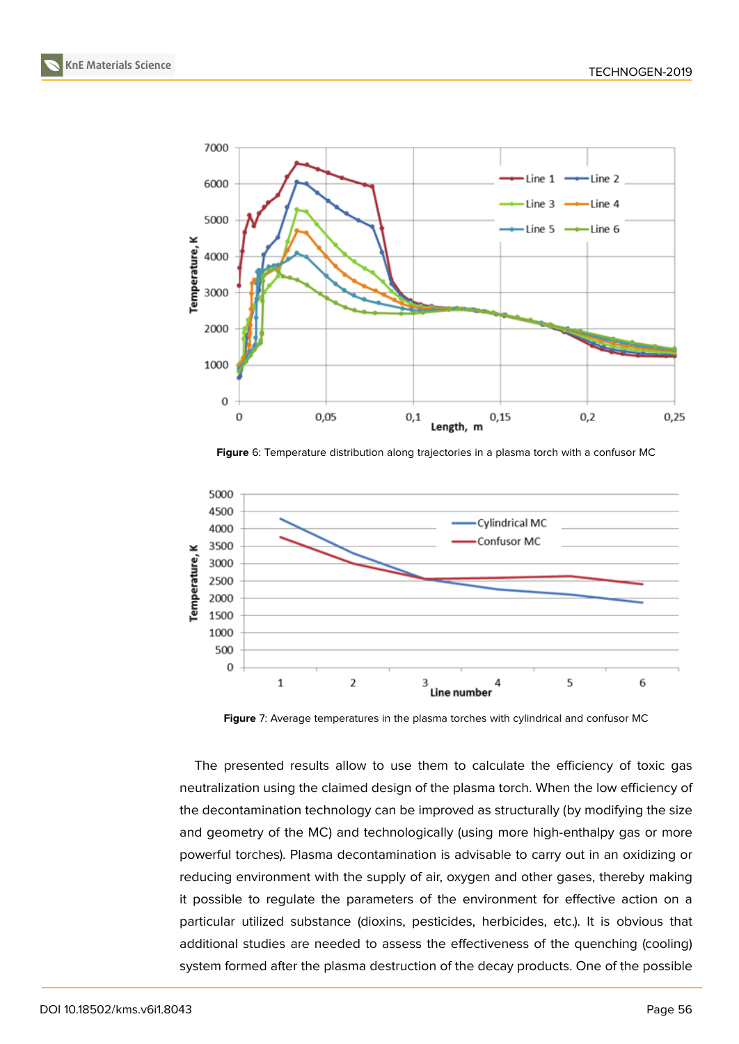**Figure** 6: Temperature distribution along trajectories in a plasma torch with a confusor MC

**Figure** 7: Average temperatures in the plasma torches with cylindrical and confusor MC

The presented results allow to use them to calculate the efficiency of toxic gas neutralization using the claimed design of the plasma torch. When the low efficiency of the decontamination technology can be improved as structurally (by modifying the size and geometry of the MC) and technologically (using more high-enthalpy gas or more powerful torches). Plasma decontamination is advisable to carry out in an oxidizing or reducing environment with the supply of air, oxygen and other gases, thereby making it possible to regulate the parameters of the environment for effective action on a particular utilized substance (dioxins, pesticides, herbicides, etc.). It is obvious that additional studies are needed to assess the effectiveness of the quenching (cooling) system formed after the plasma destruction of the decay products. One of the possible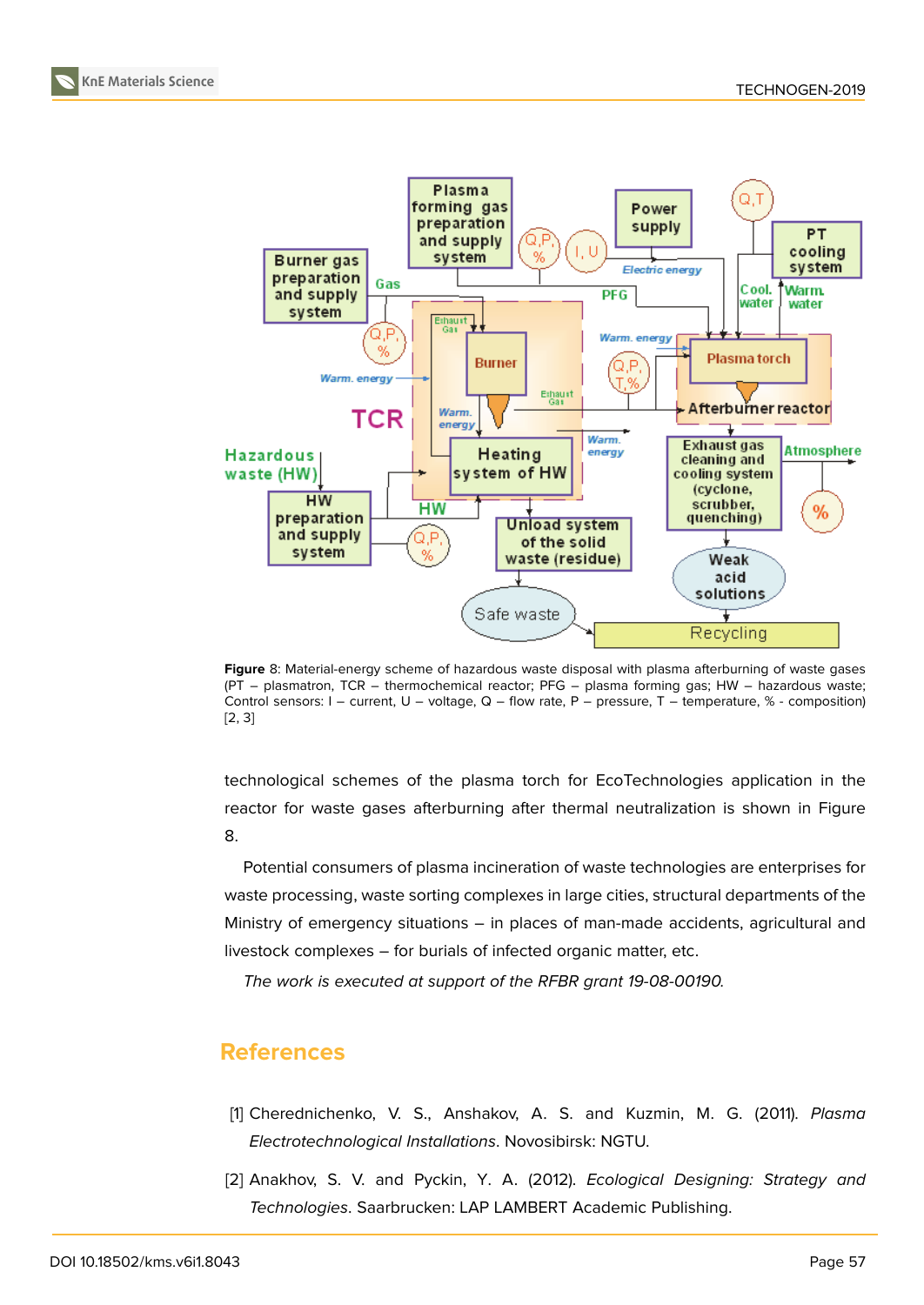**Figure** 8: Material-energy scheme of hazardous waste disposal with plasma afterburning of waste gases (PT – plasmatron, TCR – thermochemical reactor; PFG – plasma forming gas; HW – hazardous waste; Control sensors: I – current, U – voltage, Q – flow rate, P – pressure, T – temperature, % - composition) [2, 3]

technological schemes of the plasma torch for EcoTechnologies application in the reactor for waste gases afterburning after thermal neutralization is shown in Figure 8.

Potential consumers of plasma incineration of waste technologies are enterprises for waste processing, waste sorting complexes in large cities, structural departments of the Ministry of emergency situations – in places of man-made accidents, agricultural and livestock complexes – for burials of infected organic matter, etc.

*The work is executed at support of the RFBR grant 19-08-00190.*

## References

[1] Cherednichenko, V. S., Anshakov, A. S. and Kuzmin, M. G. (2011). *Plasma Electrotechnological Installations*. Novosibirsk: NGTU.

[2] Anakhov, S. V. and Pyckin, Y. A. (2012). *Ecological Designing: Strategy and Technologies*. Saarbrucken: LAP LAMBERT Academic Publishing.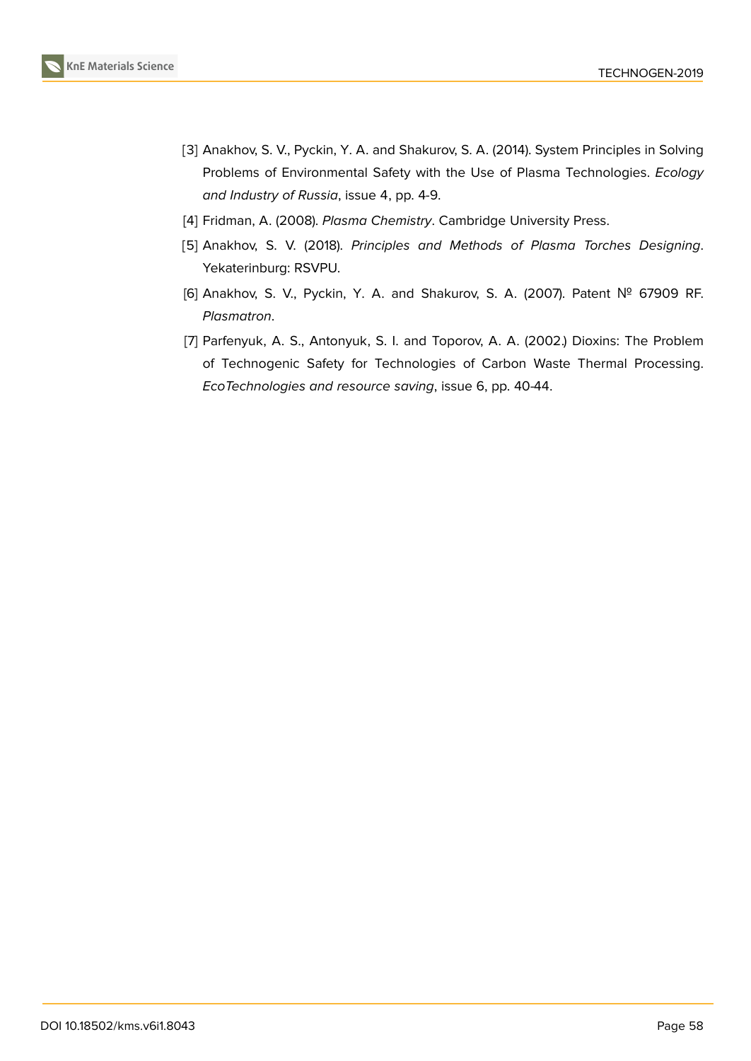[3] Anakhov, S. V., Pyckin, Y. A. and Shakurov, S. A. (2014). System Principles in Solving Problems of Environmental Safety with the Use of Plasma Technologies. *Ecology and Industry of Russia*, issue 4, pp. 4-9.

[4] Fridman, A. (2008). *Plasma Chemistry*. Cambridge University Press.

[5] Anakhov, S. V. (2018). *Principles and Methods of Plasma Torches Designing*. Yekaterinburg: RSVPU.

[6] Anakhov, S. V., Pyckin, Y. A. and Shakurov, S. A. (2007). Patent № 67909 RF. *Plasmatron*.

[7] Parfenyuk, A. S., Antonyuk, S. I. and Toporov, A. A. (2002.) Dioxins: The Problem of Technogenic Safety for Technologies of Carbon Waste Thermal Processing. *EcoTechnologies and resource saving*, issue 6, pp. 40-44.